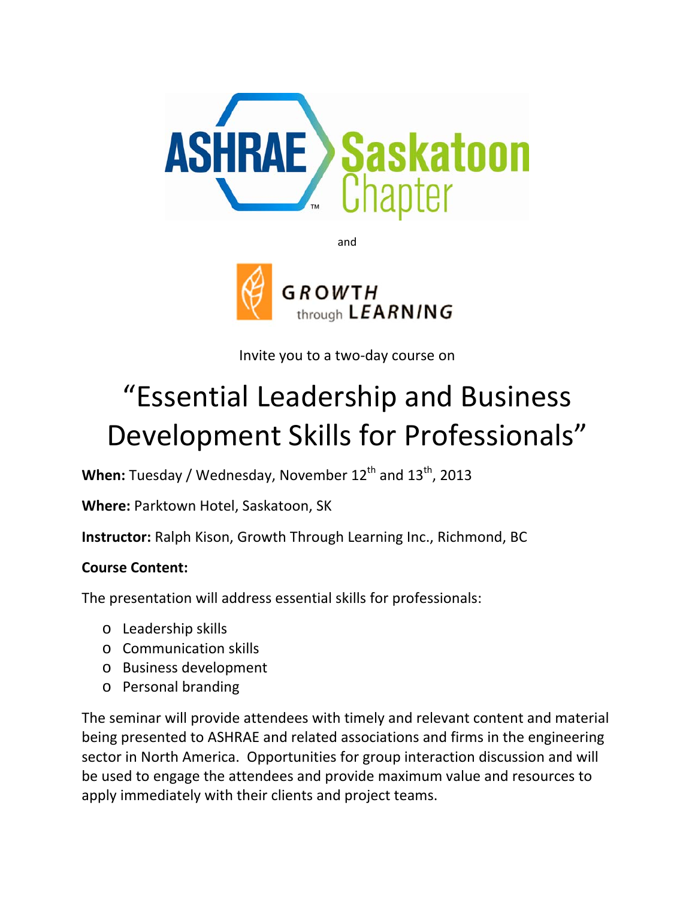ASHRAE Saskatoon Chapter

and

GROWTH through LEARNING

Invite you to a two-day course on

# "Essential Leadership and Business Development Skills for Professionals"

**When:** Tuesday / Wednesday, November 12th and 13th, 2013

**Where:** Parktown Hotel, Saskatoon, SK

**Instructor:** Ralph Kison, Growth Through Learning Inc., Richmond, BC

**Course Content:**

The presentation will address essential skills for professionals:

- Leadership skills
- Communication skills
- Business development
- Personal branding

The seminar will provide attendees with timely and relevant content and material being presented to ASHRAE and related associations and firms in the engineering sector in North America. Opportunities for group interaction discussion and will be used to engage the attendees and provide maximum value and resources to apply immediately with their clients and project teams.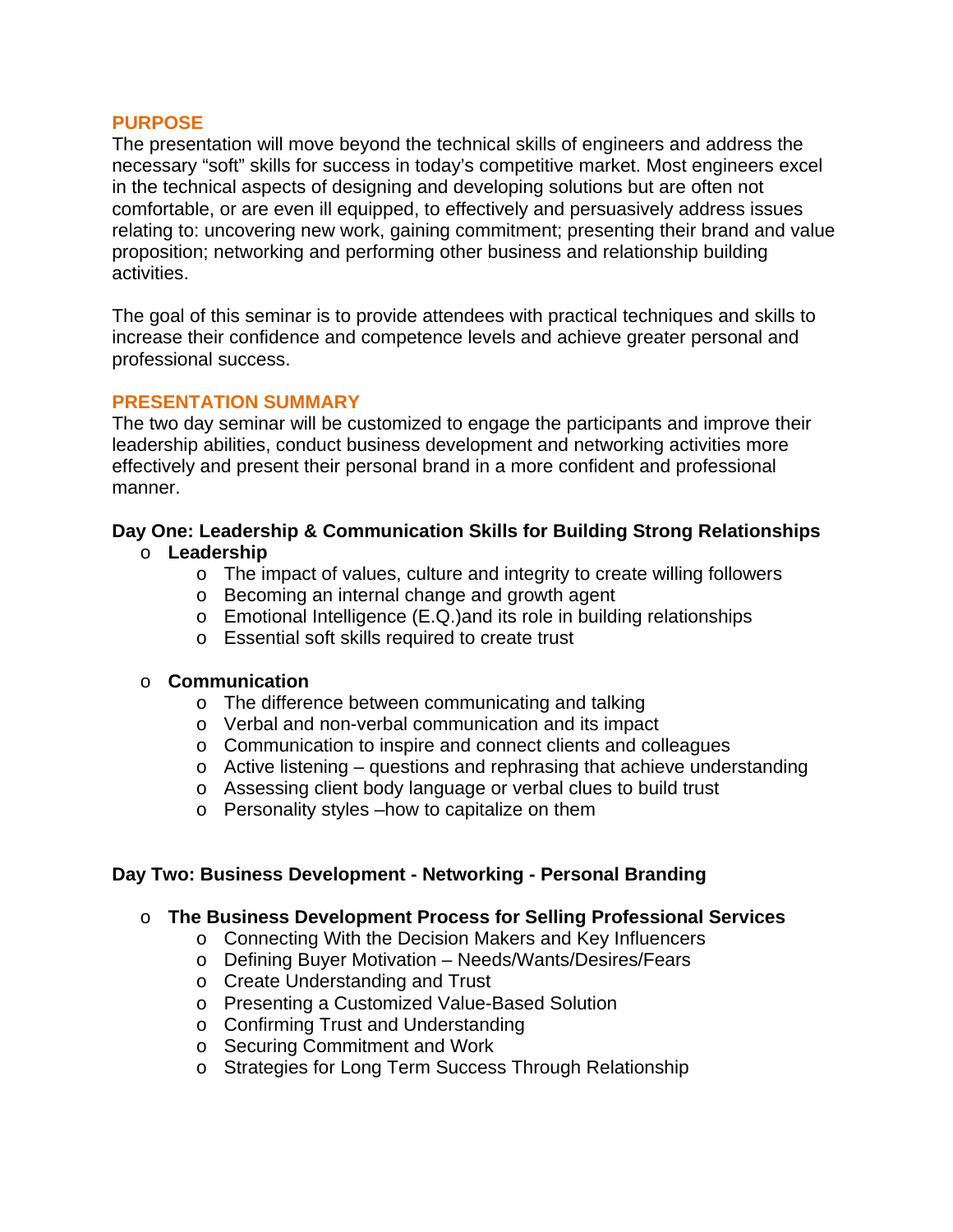## PURPOSE

The presentation will move beyond the technical skills of engineers and address the necessary "soft" skills for success in today's competitive market. Most engineers excel in the technical aspects of designing and developing solutions but are often not comfortable, or are even ill equipped, to effectively and persuasively address issues relating to: uncovering new work, gaining commitment; presenting their brand and value proposition; networking and performing other business and relationship building activities.

The goal of this seminar is to provide attendees with practical techniques and skills to increase their confidence and competence levels and achieve greater personal and professional success.

## PRESENTATION SUMMARY

The two day seminar will be customized to engage the participants and improve their leadership abilities, conduct business development and networking activities more effectively and present their personal brand in a more confident and professional manner.

**Day One: Leadership & Communication Skills for Building Strong Relationships**

- **Leadership**
  - The impact of values, culture and integrity to create willing followers
  - Becoming an internal change and growth agent
  - Emotional Intelligence (E.Q.)and its role in building relationships
  - Essential soft skills required to create trust

- **Communication**
  - The difference between communicating and talking
  - Verbal and non-verbal communication and its impact
  - Communication to inspire and connect clients and colleagues
  - Active listening – questions and rephrasing that achieve understanding
  - Assessing client body language or verbal clues to build trust
  - Personality styles –how to capitalize on them

**Day Two: Business Development - Networking - Personal Branding**

- **The Business Development Process for Selling Professional Services**
  - Connecting With the Decision Makers and Key Influencers
  - Defining Buyer Motivation – Needs/Wants/Desires/Fears
  - Create Understanding and Trust
  - Presenting a Customized Value-Based Solution
  - Confirming Trust and Understanding
  - Securing Commitment and Work
  - Strategies for Long Term Success Through Relationship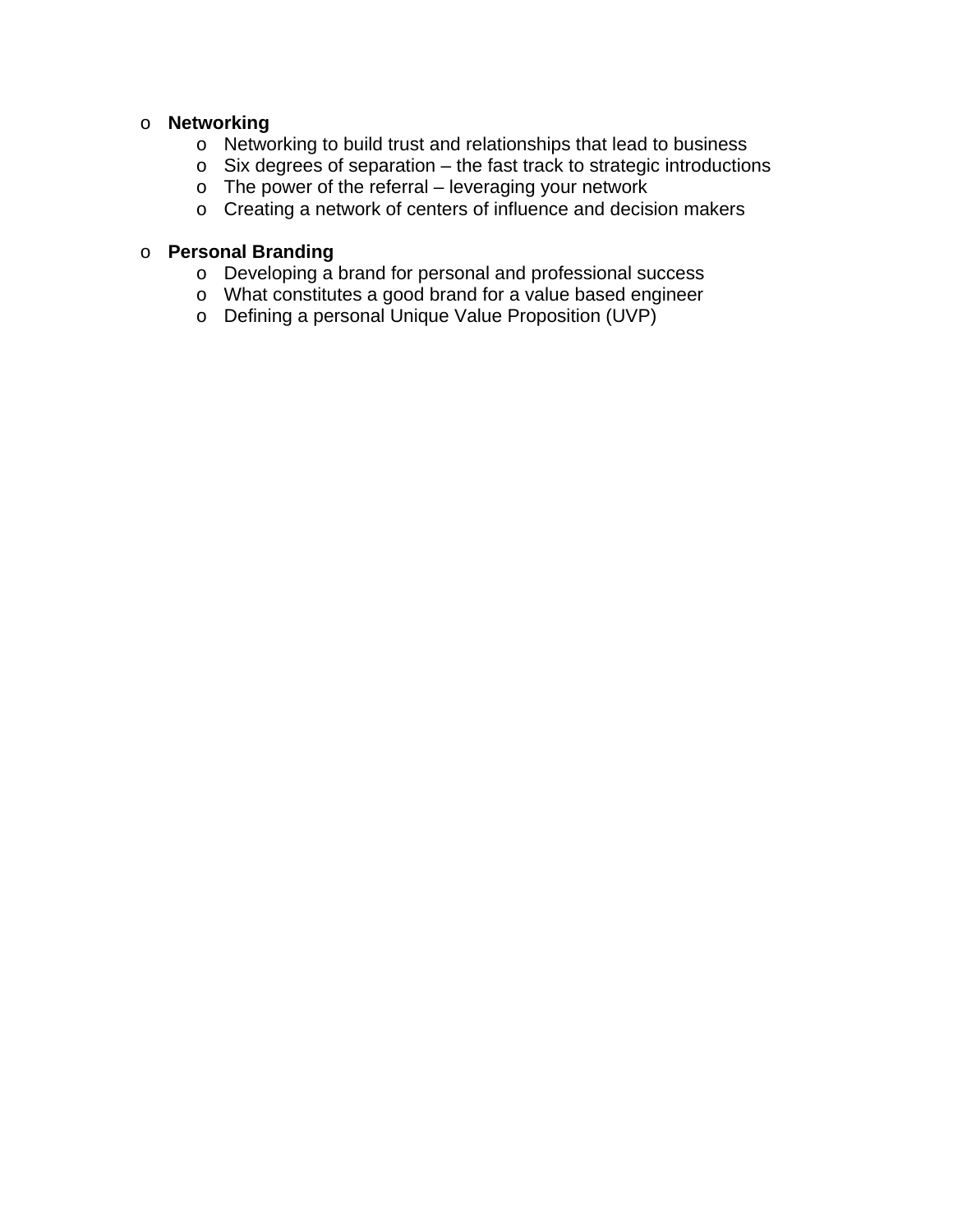- **Networking**
  - Networking to build trust and relationships that lead to business
  - Six degrees of separation – the fast track to strategic introductions
  - The power of the referral – leveraging your network
  - Creating a network of centers of influence and decision makers

- **Personal Branding**
  - Developing a brand for personal and professional success
  - What constitutes a good brand for a value based engineer
  - Defining a personal Unique Value Proposition (UVP)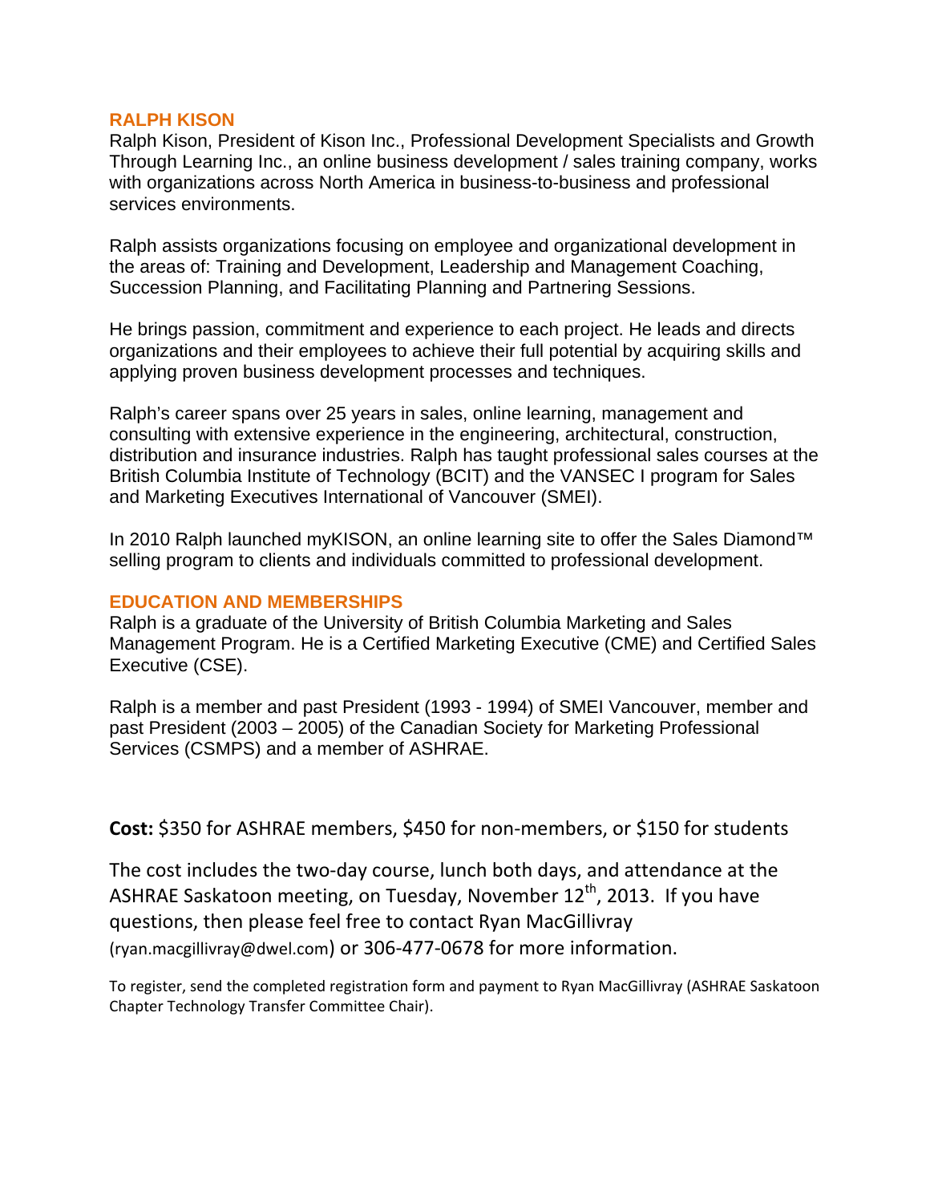## RALPH KISON

Ralph Kison, President of Kison Inc., Professional Development Specialists and Growth Through Learning Inc., an online business development / sales training company, works with organizations across North America in business-to-business and professional services environments.

Ralph assists organizations focusing on employee and organizational development in the areas of: Training and Development, Leadership and Management Coaching, Succession Planning, and Facilitating Planning and Partnering Sessions.

He brings passion, commitment and experience to each project. He leads and directs organizations and their employees to achieve their full potential by acquiring skills and applying proven business development processes and techniques.

Ralph's career spans over 25 years in sales, online learning, management and consulting with extensive experience in the engineering, architectural, construction, distribution and insurance industries. Ralph has taught professional sales courses at the British Columbia Institute of Technology (BCIT) and the VANSEC I program for Sales and Marketing Executives International of Vancouver (SMEI).

In 2010 Ralph launched myKISON, an online learning site to offer the Sales Diamond™ selling program to clients and individuals committed to professional development.

## EDUCATION AND MEMBERSHIPS

Ralph is a graduate of the University of British Columbia Marketing and Sales Management Program. He is a Certified Marketing Executive (CME) and Certified Sales Executive (CSE).

Ralph is a member and past President (1993 - 1994) of SMEI Vancouver, member and past President (2003 – 2005) of the Canadian Society for Marketing Professional Services (CSMPS) and a member of ASHRAE.

**Cost:** $350 for ASHRAE members, $450 for non-members, or $150 for students

The cost includes the two-day course, lunch both days, and attendance at the ASHRAE Saskatoon meeting, on Tuesday, November 12th, 2013. If you have questions, then please feel free to contact Ryan MacGillivray (ryan.macgillivray@dwel.com) or 306-477-0678 for more information.

To register, send the completed registration form and payment to Ryan MacGillivray (ASHRAE Saskatoon Chapter Technology Transfer Committee Chair).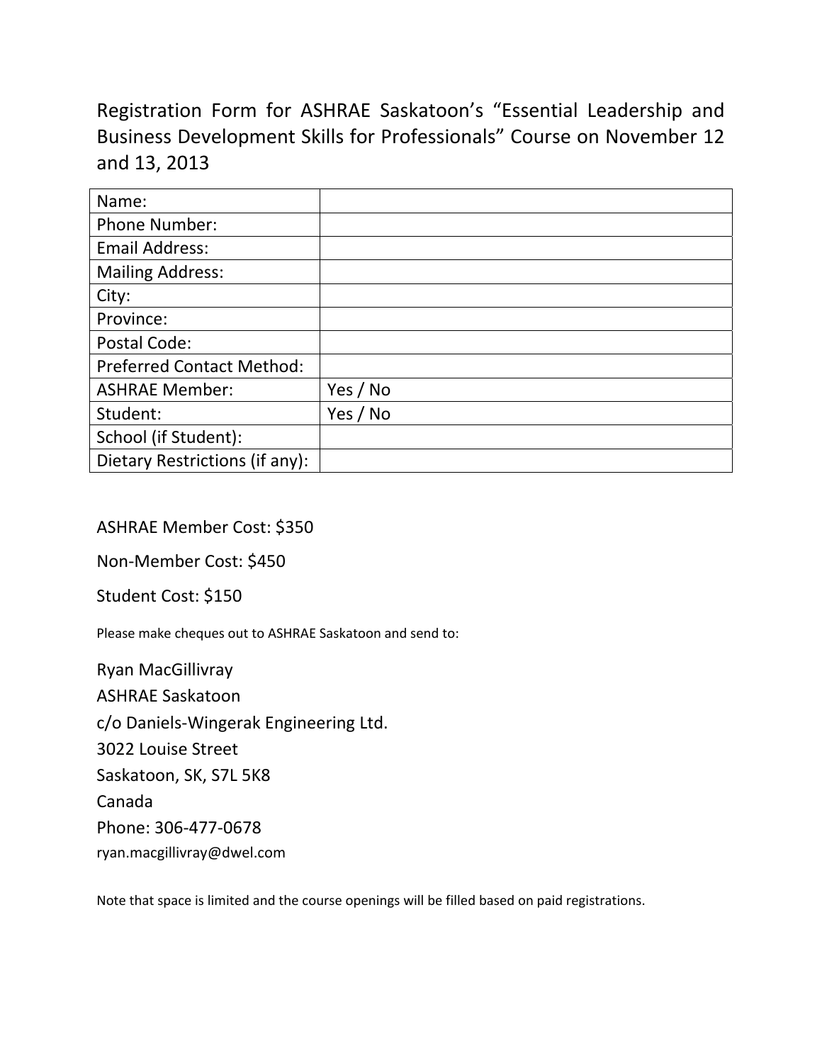# Registration Form for ASHRAE Saskatoon's "Essential Leadership and Business Development Skills for Professionals" Course on November 12 and 13, 2013

| | |
|---|---|
| Name: | |
| Phone Number: | |
| Email Address: | |
| Mailing Address: | |
| City: | |
| Province: | |
| Postal Code: | |
| Preferred Contact Method: | |
| ASHRAE Member: | Yes / No |
| Student: | Yes / No |
| School (if Student): | |
| Dietary Restrictions (if any): | |

ASHRAE Member Cost: $350

Non-Member Cost: $450

Student Cost: $150

Please make cheques out to ASHRAE Saskatoon and send to:

Ryan MacGillivray  
ASHRAE Saskatoon  
c/o Daniels-Wingerak Engineering Ltd.  
3022 Louise Street  
Saskatoon, SK, S7L 5K8  
Canada  
Phone: 306-477-0678  
ryan.macgillivray@dwel.com

Note that space is limited and the course openings will be filled based on paid registrations.